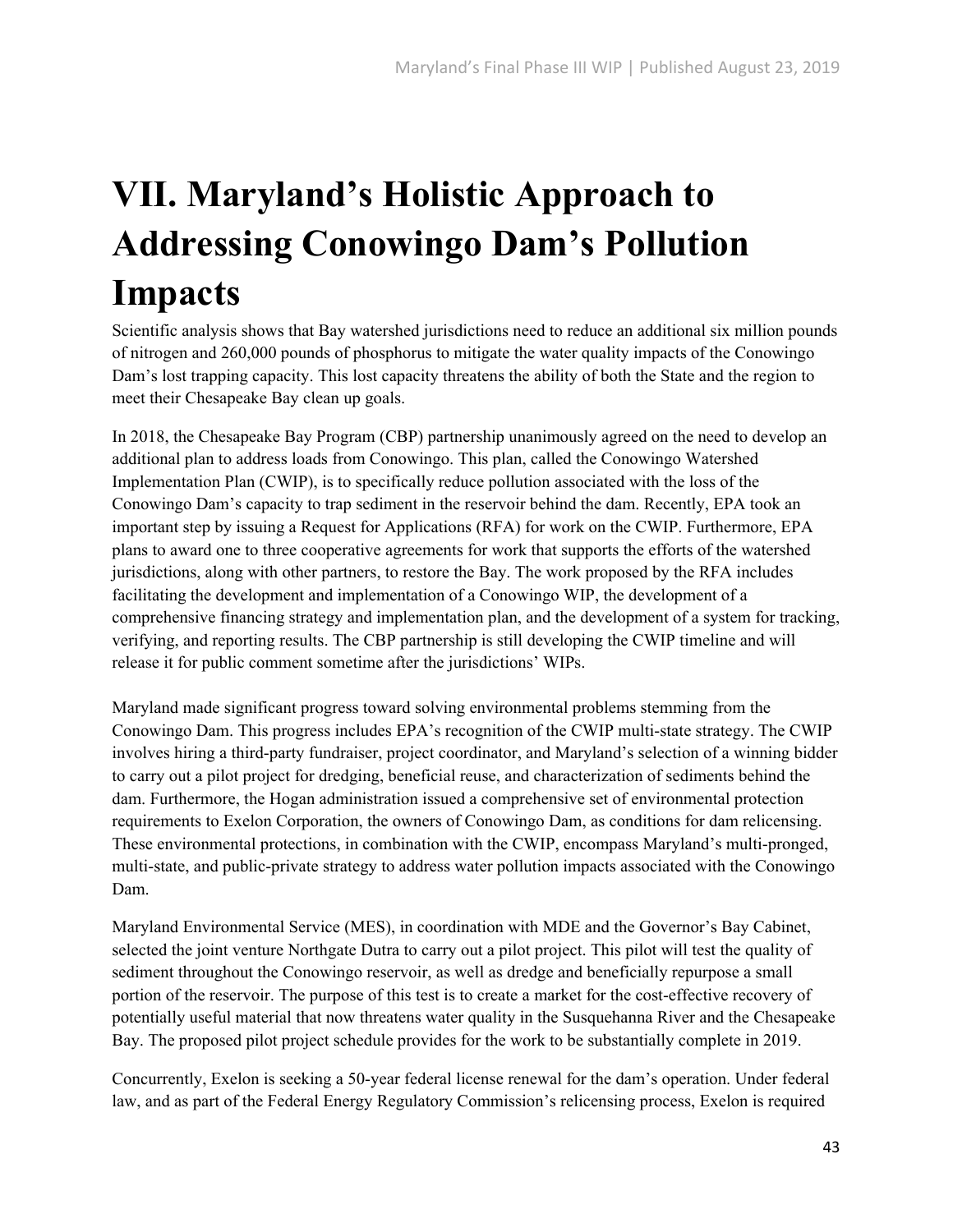# VII. Maryland's Holistic Approach to Addressing Conowingo Dam's Pollution Impacts

Scientific analysis shows that Bay watershed jurisdictions need to reduce an additional six million pounds of nitrogen and 260,000 pounds of phosphorus to mitigate the water quality impacts of the Conowingo Dam's lost trapping capacity. This lost capacity threatens the ability of both the State and the region to meet their Chesapeake Bay clean up goals.

In 2018, the Chesapeake Bay Program (CBP) partnership unanimously agreed on the need to develop an additional plan to address loads from Conowingo. This plan, called the Conowingo Watershed Implementation Plan (CWIP), is to specifically reduce pollution associated with the loss of the Conowingo Dam's capacity to trap sediment in the reservoir behind the dam. Recently, EPA took an important step by issuing a Request for Applications (RFA) for work on the CWIP. Furthermore, EPA plans to award one to three cooperative agreements for work that supports the efforts of the watershed jurisdictions, along with other partners, to restore the Bay. The work proposed by the RFA includes facilitating the development and implementation of a Conowingo WIP, the development of a comprehensive financing strategy and implementation plan, and the development of a system for tracking, verifying, and reporting results. The CBP partnership is still developing the CWIP timeline and will release it for public comment sometime after the jurisdictions' WIPs.

Maryland made significant progress toward solving environmental problems stemming from the Conowingo Dam. This progress includes EPA's recognition of the CWIP multi-state strategy. The CWIP involves hiring a third-party fundraiser, project coordinator, and Maryland's selection of a winning bidder to carry out a pilot project for dredging, beneficial reuse, and characterization of sediments behind the dam. Furthermore, the Hogan administration issued a comprehensive set of environmental protection requirements to Exelon Corporation, the owners of Conowingo Dam, as conditions for dam relicensing. These environmental protections, in combination with the CWIP, encompass Maryland's multi-pronged, multi-state, and public-private strategy to address water pollution impacts associated with the Conowingo Dam.

Maryland Environmental Service (MES), in coordination with MDE and the Governor's Bay Cabinet, selected the joint venture Northgate Dutra to carry out a pilot project. This pilot will test the quality of sediment throughout the Conowingo reservoir, as well as dredge and beneficially repurpose a small portion of the reservoir. The purpose of this test is to create a market for the cost-effective recovery of potentially useful material that now threatens water quality in the Susquehanna River and the Chesapeake Bay. The proposed pilot project schedule provides for the work to be substantially complete in 2019.

Concurrently, Exelon is seeking a 50-year federal license renewal for the dam's operation. Under federal law, and as part of the Federal Energy Regulatory Commission's relicensing process, Exelon is required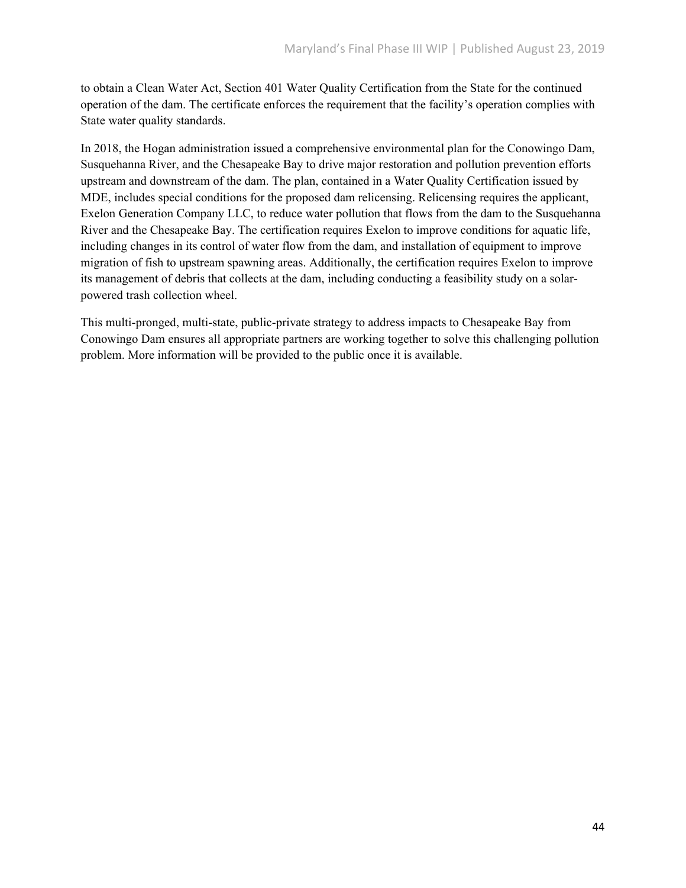to obtain a Clean Water Act, Section 401 Water Quality Certification from the State for the continued operation of the dam. The certificate enforces the requirement that the facility's operation complies with State water quality standards.

In 2018, the Hogan administration issued a comprehensive environmental plan for the Conowingo Dam, Susquehanna River, and the Chesapeake Bay to drive major restoration and pollution prevention efforts upstream and downstream of the dam. The plan, contained in a Water Quality Certification issued by MDE, includes special conditions for the proposed dam relicensing. Relicensing requires the applicant, Exelon Generation Company LLC, to reduce water pollution that flows from the dam to the Susquehanna River and the Chesapeake Bay. The certification requires Exelon to improve conditions for aquatic life, including changes in its control of water flow from the dam, and installation of equipment to improve migration of fish to upstream spawning areas. Additionally, the certification requires Exelon to improve its management of debris that collects at the dam, including conducting a feasibility study on a solar-powered trash collection wheel.

This multi-pronged, multi-state, public-private strategy to address impacts to Chesapeake Bay from Conowingo Dam ensures all appropriate partners are working together to solve this challenging pollution problem. More information will be provided to the public once it is available.